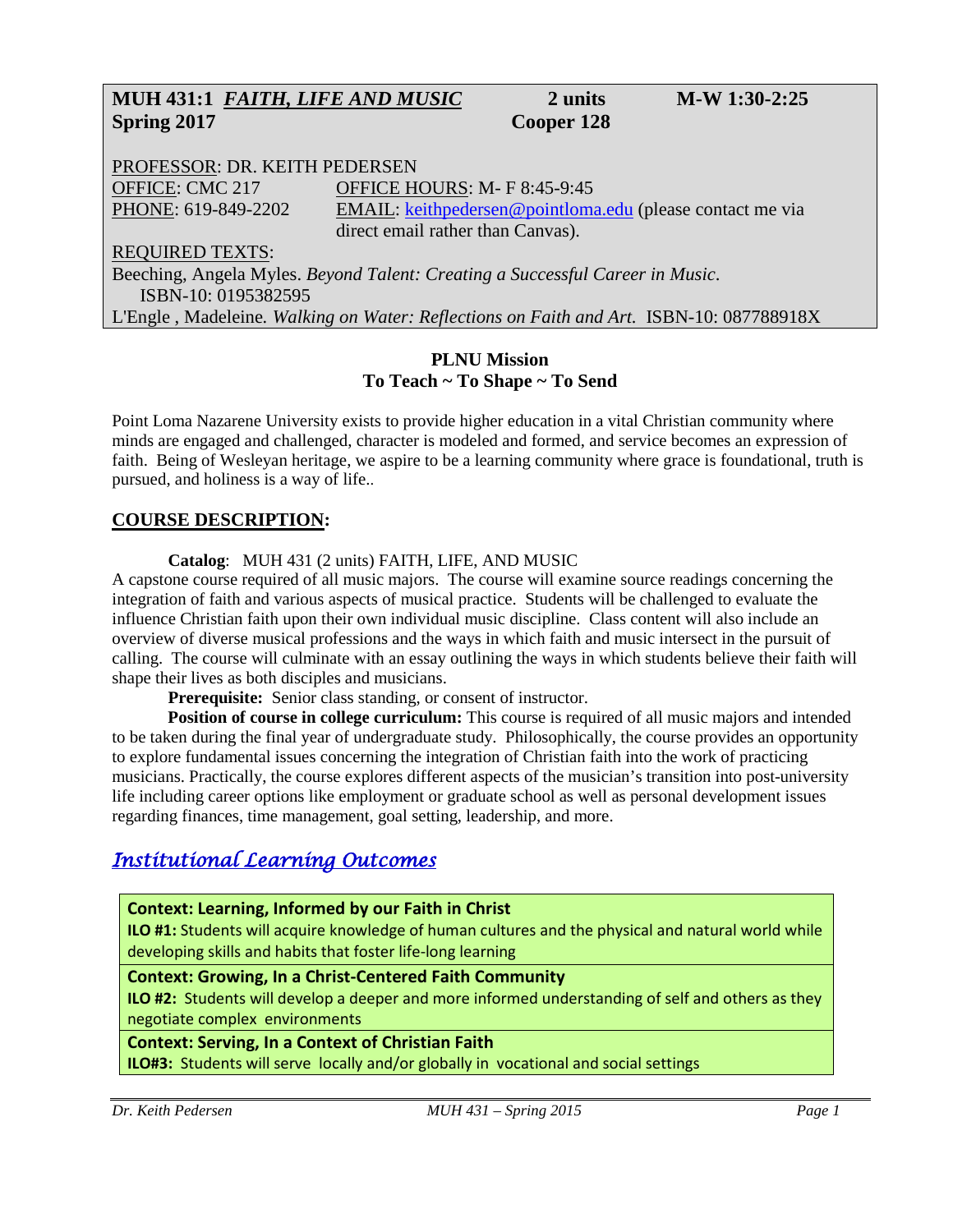**MUH 431:1 *FAITH, LIFE AND MUSIC*** **2 units** **M-W 1:30-2:25**
**Spring 2017** **Cooper 128**

PROFESSOR: DR. KEITH PEDERSEN
OFFICE: CMC 217 OFFICE HOURS: M- F 8:45-9:45
PHONE: 619-849-2202 EMAIL: keithpedersen@pointloma.edu (please contact me via direct email rather than Canvas).

REQUIRED TEXTS:
Beeching, Angela Myles. *Beyond Talent: Creating a Successful Career in Music*. ISBN-10: 0195382595
L'Engle , Madeleine. *Walking on Water: Reflections on Faith and Art*. ISBN-10: 087788918X

**PLNU Mission**
**To Teach ~ To Shape ~ To Send**

Point Loma Nazarene University exists to provide higher education in a vital Christian community where minds are engaged and challenged, character is modeled and formed, and service becomes an expression of faith. Being of Wesleyan heritage, we aspire to be a learning community where grace is foundational, truth is pursued, and holiness is a way of life..

## COURSE DESCRIPTION:

**Catalog**: MUH 431 (2 units) FAITH, LIFE, AND MUSIC
A capstone course required of all music majors. The course will examine source readings concerning the integration of faith and various aspects of musical practice. Students will be challenged to evaluate the influence Christian faith upon their own individual music discipline. Class content will also include an overview of diverse musical professions and the ways in which faith and music intersect in the pursuit of calling. The course will culminate with an essay outlining the ways in which students believe their faith will shape their lives as both disciples and musicians.

**Prerequisite:** Senior class standing, or consent of instructor.

**Position of course in college curriculum:** This course is required of all music majors and intended to be taken during the final year of undergraduate study. Philosophically, the course provides an opportunity to explore fundamental issues concerning the integration of Christian faith into the work of practicing musicians. Practically, the course explores different aspects of the musician's transition into post-university life including career options like employment or graduate school as well as personal development issues regarding finances, time management, goal setting, leadership, and more.

## *Institutional Learning Outcomes*

**Context: Learning, Informed by our Faith in Christ**
**ILO #1:** Students will acquire knowledge of human cultures and the physical and natural world while developing skills and habits that foster life-long learning

**Context: Growing, In a Christ-Centered Faith Community**
**ILO #2:** Students will develop a deeper and more informed understanding of self and others as they negotiate complex environments

**Context: Serving, In a Context of Christian Faith**
**ILO#3:** Students will serve locally and/or globally in vocational and social settings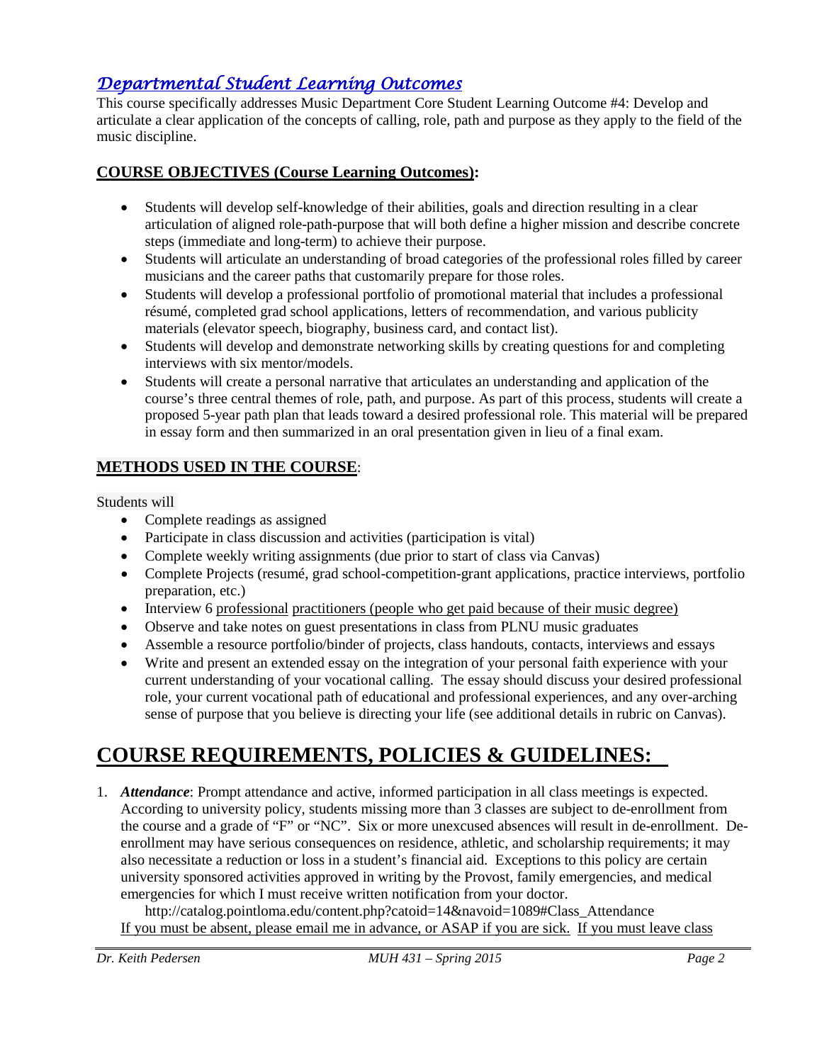## *Departmental Student Learning Outcomes*

This course specifically addresses Music Department Core Student Learning Outcome #4: Develop and articulate a clear application of the concepts of calling, role, path and purpose as they apply to the field of the music discipline.

### COURSE OBJECTIVES (Course Learning Outcomes):

- Students will develop self-knowledge of their abilities, goals and direction resulting in a clear articulation of aligned role-path-purpose that will both define a higher mission and describe concrete steps (immediate and long-term) to achieve their purpose.
- Students will articulate an understanding of broad categories of the professional roles filled by career musicians and the career paths that customarily prepare for those roles.
- Students will develop a professional portfolio of promotional material that includes a professional résumé, completed grad school applications, letters of recommendation, and various publicity materials (elevator speech, biography, business card, and contact list).
- Students will develop and demonstrate networking skills by creating questions for and completing interviews with six mentor/models.
- Students will create a personal narrative that articulates an understanding and application of the course's three central themes of role, path, and purpose. As part of this process, students will create a proposed 5-year path plan that leads toward a desired professional role. This material will be prepared in essay form and then summarized in an oral presentation given in lieu of a final exam.

### METHODS USED IN THE COURSE:

Students will

- Complete readings as assigned
- Participate in class discussion and activities (participation is vital)
- Complete weekly writing assignments (due prior to start of class via Canvas)
- Complete Projects (resumé, grad school-competition-grant applications, practice interviews, portfolio preparation, etc.)
- Interview 6 professional practitioners (people who get paid because of their music degree)
- Observe and take notes on guest presentations in class from PLNU music graduates
- Assemble a resource portfolio/binder of projects, class handouts, contacts, interviews and essays
- Write and present an extended essay on the integration of your personal faith experience with your current understanding of your vocational calling. The essay should discuss your desired professional role, your current vocational path of educational and professional experiences, and any over-arching sense of purpose that you believe is directing your life (see additional details in rubric on Canvas).

# COURSE REQUIREMENTS, POLICIES & GUIDELINES:

1. ***Attendance***: Prompt attendance and active, informed participation in all class meetings is expected. According to university policy, students missing more than 3 classes are subject to de-enrollment from the course and a grade of "F" or "NC". Six or more unexcused absences will result in de-enrollment. De-enrollment may have serious consequences on residence, athletic, and scholarship requirements; it may also necessitate a reduction or loss in a student's financial aid. Exceptions to this policy are certain university sponsored activities approved in writing by the Provost, family emergencies, and medical emergencies for which I must receive written notification from your doctor.
   http://catalog.pointloma.edu/content.php?catoid=14&navoid=1089#Class_Attendance
   If you must be absent, please email me in advance, or ASAP if you are sick. If you must leave class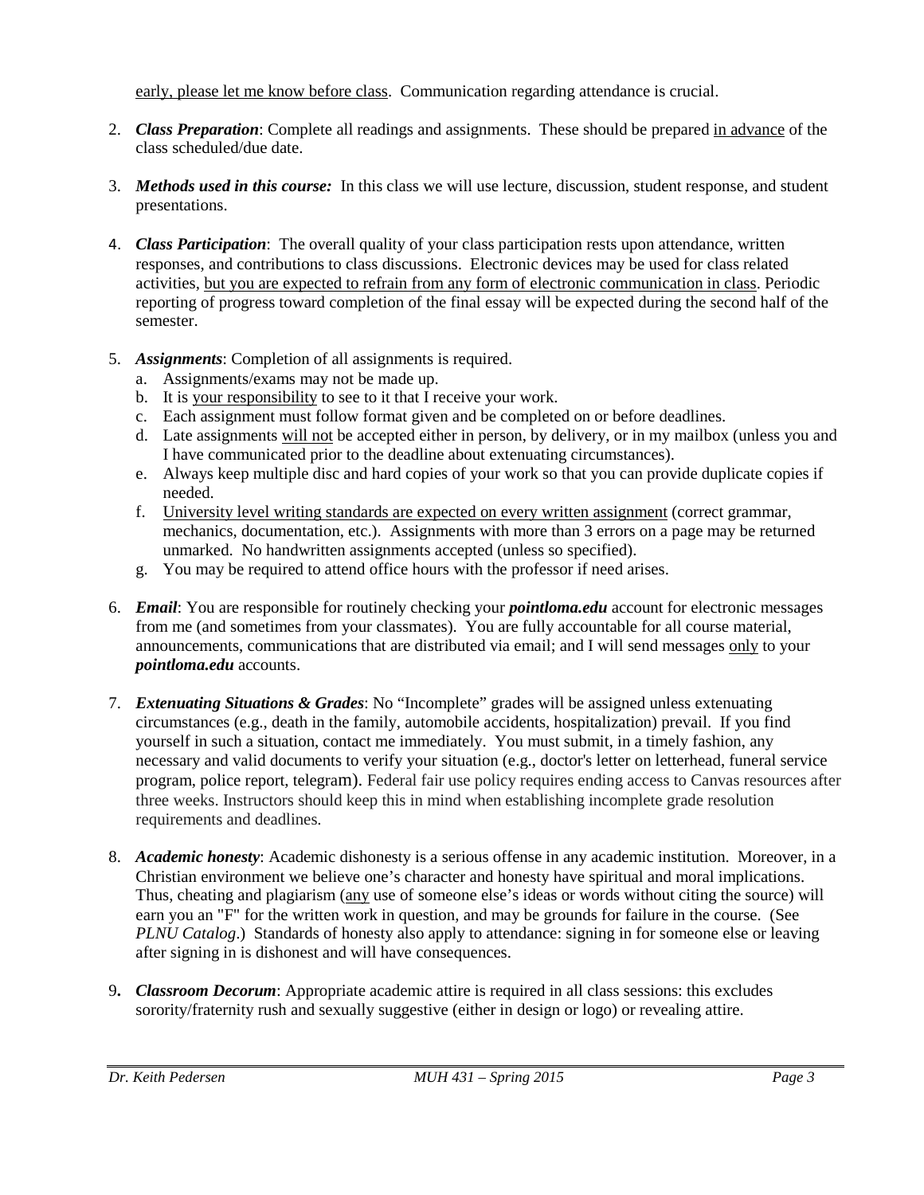early, please let me know before class. Communication regarding attendance is crucial.

2. ***Class Preparation***: Complete all readings and assignments. These should be prepared in advance of the class scheduled/due date.

3. ***Methods used in this course:*** In this class we will use lecture, discussion, student response, and student presentations.

4. ***Class Participation***: The overall quality of your class participation rests upon attendance, written responses, and contributions to class discussions. Electronic devices may be used for class related activities, but you are expected to refrain from any form of electronic communication in class. Periodic reporting of progress toward completion of the final essay will be expected during the second half of the semester.

5. ***Assignments***: Completion of all assignments is required.
   a. Assignments/exams may not be made up.
   b. It is your responsibility to see to it that I receive your work.
   c. Each assignment must follow format given and be completed on or before deadlines.
   d. Late assignments will not be accepted either in person, by delivery, or in my mailbox (unless you and I have communicated prior to the deadline about extenuating circumstances).
   e. Always keep multiple disc and hard copies of your work so that you can provide duplicate copies if needed.
   f. University level writing standards are expected on every written assignment (correct grammar, mechanics, documentation, etc.). Assignments with more than 3 errors on a page may be returned unmarked. No handwritten assignments accepted (unless so specified).
   g. You may be required to attend office hours with the professor if need arises.

6. ***Email***: You are responsible for routinely checking your ***pointloma.edu*** account for electronic messages from me (and sometimes from your classmates). You are fully accountable for all course material, announcements, communications that are distributed via email; and I will send messages only to your ***pointloma.edu*** accounts.

7. ***Extenuating Situations & Grades***: No "Incomplete" grades will be assigned unless extenuating circumstances (e.g., death in the family, automobile accidents, hospitalization) prevail. If you find yourself in such a situation, contact me immediately. You must submit, in a timely fashion, any necessary and valid documents to verify your situation (e.g., doctor's letter on letterhead, funeral service program, police report, telegram). Federal fair use policy requires ending access to Canvas resources after three weeks. Instructors should keep this in mind when establishing incomplete grade resolution requirements and deadlines.

8. ***Academic honesty***: Academic dishonesty is a serious offense in any academic institution. Moreover, in a Christian environment we believe one's character and honesty have spiritual and moral implications. Thus, cheating and plagiarism (any use of someone else's ideas or words without citing the source) will earn you an "F" for the written work in question, and may be grounds for failure in the course. (See *PLNU Catalog*.) Standards of honesty also apply to attendance: signing in for someone else or leaving after signing in is dishonest and will have consequences.

9. ***Classroom Decorum***: Appropriate academic attire is required in all class sessions: this excludes sorority/fraternity rush and sexually suggestive (either in design or logo) or revealing attire.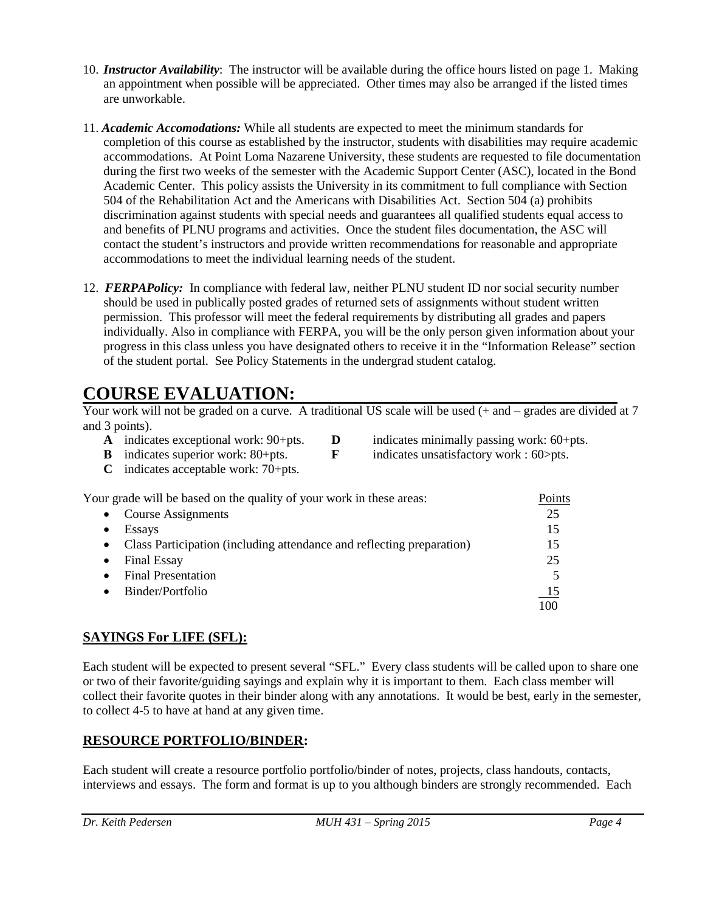10. ***Instructor Availability***: The instructor will be available during the office hours listed on page 1. Making an appointment when possible will be appreciated. Other times may also be arranged if the listed times are unworkable.

11. ***Academic Accomodations:*** While all students are expected to meet the minimum standards for completion of this course as established by the instructor, students with disabilities may require academic accommodations. At Point Loma Nazarene University, these students are requested to file documentation during the first two weeks of the semester with the Academic Support Center (ASC), located in the Bond Academic Center. This policy assists the University in its commitment to full compliance with Section 504 of the Rehabilitation Act and the Americans with Disabilities Act. Section 504 (a) prohibits discrimination against students with special needs and guarantees all qualified students equal access to and benefits of PLNU programs and activities. Once the student files documentation, the ASC will contact the student's instructors and provide written recommendations for reasonable and appropriate accommodations to meet the individual learning needs of the student.

12. ***FERPAPolicy:*** In compliance with federal law, neither PLNU student ID nor social security number should be used in publically posted grades of returned sets of assignments without student written permission. This professor will meet the federal requirements by distributing all grades and papers individually. Also in compliance with FERPA, you will be the only person given information about your progress in this class unless you have designated others to receive it in the "Information Release" section of the student portal. See Policy Statements in the undergrad student catalog.

# COURSE EVALUATION:

Your work will not be graded on a curve. A traditional US scale will be used (+ and – grades are divided at 7 and 3 points).

- **A** indicates exceptional work: 90+pts.
- **B** indicates superior work: 80+pts.
- **C** indicates acceptable work: 70+pts.
- **D** indicates minimally passing work: 60+pts.
- **F** indicates unsatisfactory work : 60>pts.

| Your grade will be based on the quality of your work in these areas: | Points |
| --- | --- |
| • Course Assignments | 25 |
| • Essays | 15 |
| • Class Participation (including attendance and reflecting preparation) | 15 |
| • Final Essay | 25 |
| • Final Presentation | 5 |
| • Binder/Portfolio | 15 |
| | 100 |

## SAYINGS For LIFE (SFL):

Each student will be expected to present several "SFL." Every class students will be called upon to share one or two of their favorite/guiding sayings and explain why it is important to them. Each class member will collect their favorite quotes in their binder along with any annotations. It would be best, early in the semester, to collect 4-5 to have at hand at any given time.

## RESOURCE PORTFOLIO/BINDER:

Each student will create a resource portfolio portfolio/binder of notes, projects, class handouts, contacts, interviews and essays. The form and format is up to you although binders are strongly recommended. Each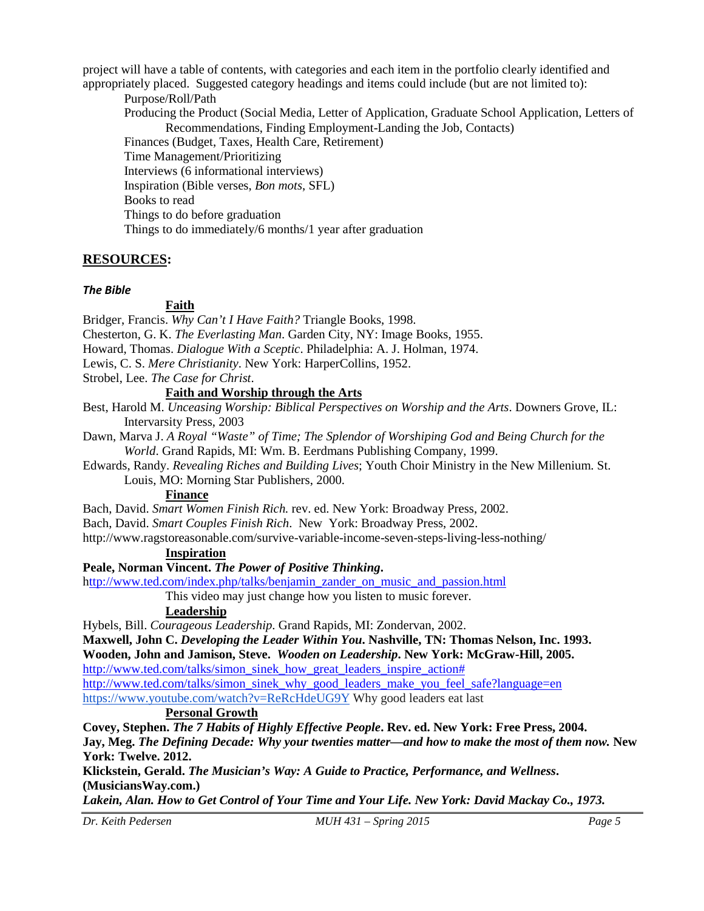project will have a table of contents, with categories and each item in the portfolio clearly identified and appropriately placed. Suggested category headings and items could include (but are not limited to):

- Purpose/Roll/Path
- Producing the Product (Social Media, Letter of Application, Graduate School Application, Letters of Recommendations, Finding Employment-Landing the Job, Contacts)
- Finances (Budget, Taxes, Health Care, Retirement)
- Time Management/Prioritizing
- Interviews (6 informational interviews)
- Inspiration (Bible verses, *Bon mots*, SFL)
- Books to read
- Things to do before graduation
- Things to do immediately/6 months/1 year after graduation

## RESOURCES:

***The Bible***

### Faith

Bridger, Francis. *Why Can't I Have Faith?* Triangle Books, 1998.

Chesterton, G. K. *The Everlasting Man*. Garden City, NY: Image Books, 1955.

Howard, Thomas. *Dialogue With a Sceptic*. Philadelphia: A. J. Holman, 1974.

Lewis, C. S. *Mere Christianity*. New York: HarperCollins, 1952.

Strobel, Lee. *The Case for Christ*.

### Faith and Worship through the Arts

Best, Harold M. *Unceasing Worship: Biblical Perspectives on Worship and the Arts*. Downers Grove, IL: Intervarsity Press, 2003

Dawn, Marva J. *A Royal "Waste" of Time; The Splendor of Worshiping God and Being Church for the World*. Grand Rapids, MI: Wm. B. Eerdmans Publishing Company, 1999.

Edwards, Randy. *Revealing Riches and Building Lives*; Youth Choir Ministry in the New Millenium. St. Louis, MO: Morning Star Publishers, 2000.

### Finance

Bach, David. *Smart Women Finish Rich.* rev. ed. New York: Broadway Press, 2002.

Bach, David. *Smart Couples Finish Rich*. New York: Broadway Press, 2002.

http://www.ragstoreasonable.com/survive-variable-income-seven-steps-living-less-nothing/

### Inspiration

**Peale, Norman Vincent. *The Power of Positive Thinking*.**

http://www.ted.com/index.php/talks/benjamin_zander_on_music_and_passion.html

This video may just change how you listen to music forever.

### Leadership

Hybels, Bill. *Courageous Leadership*. Grand Rapids, MI: Zondervan, 2002.

**Maxwell, John C. *Developing the Leader Within You*. Nashville, TN: Thomas Nelson, Inc. 1993.**

**Wooden, John and Jamison, Steve. *Wooden on Leadership*. New York: McGraw-Hill, 2005.**

http://www.ted.com/talks/simon_sinek_how_great_leaders_inspire_action#

http://www.ted.com/talks/simon_sinek_why_good_leaders_make_you_feel_safe?language=en

https://www.youtube.com/watch?v=ReRcHdeUG9Y Why good leaders eat last

### Personal Growth

**Covey, Stephen. *The 7 Habits of Highly Effective People*. Rev. ed. New York: Free Press, 2004.**

**Jay, Meg. *The Defining Decade: Why your twenties matter—and how to make the most of them now.* New York: Twelve. 2012.**

**Klickstein, Gerald. *The Musician's Way: A Guide to Practice, Performance, and Wellness*. (MusiciansWay.com.)**

***Lakein, Alan. How to Get Control of Your Time and Your Life. New York: David Mackay Co., 1973.***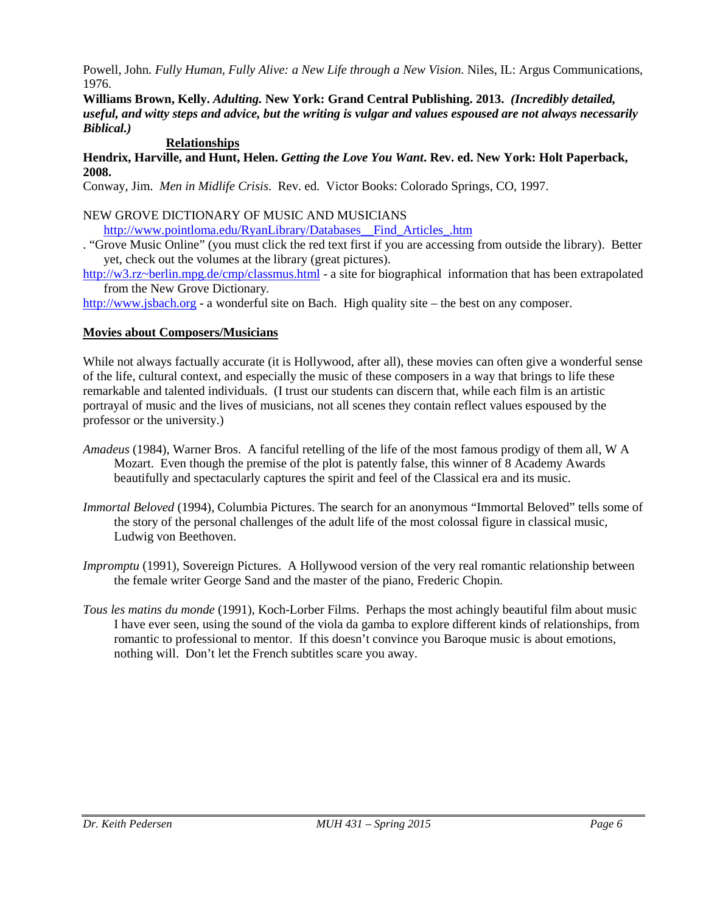Powell, John. *Fully Human, Fully Alive: a New Life through a New Vision*. Niles, IL: Argus Communications, 1976.

**Williams Brown, Kelly. *Adulting.* New York: Grand Central Publishing. 2013. *(Incredibly detailed, useful, and witty steps and advice, but the writing is vulgar and values espoused are not always necessarily Biblical.)***

**Relationships**

**Hendrix, Harville, and Hunt, Helen. *Getting the Love You Want*. Rev. ed. New York: Holt Paperback, 2008.**

Conway, Jim. *Men in Midlife Crisis*. Rev. ed. Victor Books: Colorado Springs, CO, 1997.

NEW GROVE DICTIONARY OF MUSIC AND MUSICIANS
[http://www.pointloma.edu/RyanLibrary/Databases__Find_Articles_.htm](http://www.pointloma.edu/RyanLibrary/Databases__Find_Articles_.htm)

. "Grove Music Online" (you must click the red text first if you are accessing from outside the library). Better yet, check out the volumes at the library (great pictures).

[http://w3.rz~berlin.mpg.de/cmp/classmus.html](http://w3.rz~berlin.mpg.de/cmp/classmus.html) - a site for biographical information that has been extrapolated from the New Grove Dictionary.

[http://www.jsbach.org](http://www.jsbach.org) - a wonderful site on Bach. High quality site – the best on any composer.

## Movies about Composers/Musicians

While not always factually accurate (it is Hollywood, after all), these movies can often give a wonderful sense of the life, cultural context, and especially the music of these composers in a way that brings to life these remarkable and talented individuals. (I trust our students can discern that, while each film is an artistic portrayal of music and the lives of musicians, not all scenes they contain reflect values espoused by the professor or the university.)

*Amadeus* (1984), Warner Bros. A fanciful retelling of the life of the most famous prodigy of them all, W A Mozart. Even though the premise of the plot is patently false, this winner of 8 Academy Awards beautifully and spectacularly captures the spirit and feel of the Classical era and its music.

*Immortal Beloved* (1994), Columbia Pictures. The search for an anonymous "Immortal Beloved" tells some of the story of the personal challenges of the adult life of the most colossal figure in classical music, Ludwig von Beethoven.

*Impromptu* (1991), Sovereign Pictures. A Hollywood version of the very real romantic relationship between the female writer George Sand and the master of the piano, Frederic Chopin.

*Tous les matins du monde* (1991), Koch-Lorber Films. Perhaps the most achingly beautiful film about music I have ever seen, using the sound of the viola da gamba to explore different kinds of relationships, from romantic to professional to mentor. If this doesn't convince you Baroque music is about emotions, nothing will. Don't let the French subtitles scare you away.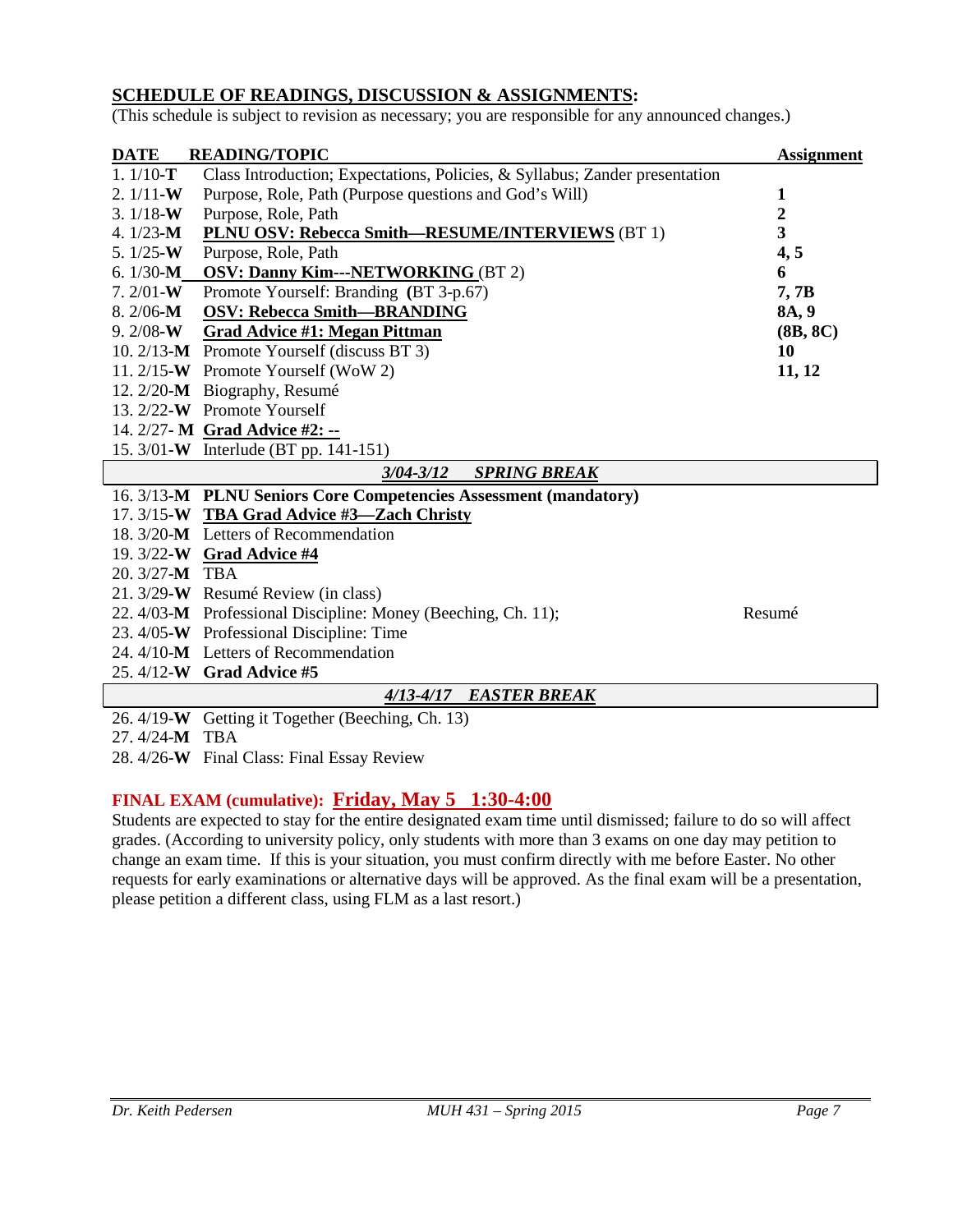## **SCHEDULE OF READINGS, DISCUSSION & ASSIGNMENTS:**

(This schedule is subject to revision as necessary; you are responsible for any announced changes.)

| DATE | READING/TOPIC | Assignment |
|---|---|---|
| 1. 1/10-**T** | Class Introduction; Expectations, Policies, & Syllabus; Zander presentation | |
| 2. 1/11-**W** | Purpose, Role, Path (Purpose questions and God's Will) | **1** |
| 3. 1/18-**W** | Purpose, Role, Path | **2** |
| 4. 1/23-**M** | **PLNU OSV: Rebecca Smith—RESUME/INTERVIEWS** (BT 1) | **3** |
| 5. 1/25-**W** | Purpose, Role, Path | **4, 5** |
| 6. 1/30-**M** | **OSV: Danny Kim---NETWORKING** (BT 2) | **6** |
| 7. 2/01-**W** | Promote Yourself: Branding **(**BT 3-p.67) | **7, 7B** |
| 8. 2/06-**M** | **OSV: Rebecca Smith—BRANDING** | **8A, 9** |
| 9. 2/08-**W** | **Grad Advice #1: Megan Pittman** | **(8B, 8C)** |
| 10. 2/13-**M** | Promote Yourself (discuss BT 3) | **10** |
| 11. 2/15-**W** | Promote Yourself (WoW 2) | **11, 12** |
| 12. 2/20-**M** | Biography, Resumé | |
| 13. 2/22-**W** | Promote Yourself | |
| 14. 2/27- **M** | **Grad Advice #2: --** | |
| 15. 3/01-**W** | Interlude (BT pp. 141-151) | |
| | ***3/04-3/12 SPRING BREAK*** | |
| 16. 3/13-**M** | **PLNU Seniors Core Competencies Assessment (mandatory)** | |
| 17. 3/15-**W** | **TBA Grad Advice #3—Zach Christy** | |
| 18. 3/20-**M** | Letters of Recommendation | |
| 19. 3/22-**W** | **Grad Advice #4** | |
| 20. 3/27-**M** | TBA | |
| 21. 3/29-**W** | Resumé Review (in class) | |
| 22. 4/03-**M** | Professional Discipline: Money (Beeching, Ch. 11); | Resumé |
| 23. 4/05-**W** | Professional Discipline: Time | |
| 24. 4/10-**M** | Letters of Recommendation | |
| 25. 4/12-**W** | **Grad Advice #5** | |
| | ***4/13-4/17 EASTER BREAK*** | |
| 26. 4/19-**W** | Getting it Together (Beeching, Ch. 13) | |
| 27. 4/24-**M** | TBA | |
| 28. 4/26-**W** | Final Class: Final Essay Review | |

**FINAL EXAM (cumulative): Friday, May 5 1:30-4:00**

Students are expected to stay for the entire designated exam time until dismissed; failure to do so will affect grades. (According to university policy, only students with more than 3 exams on one day may petition to change an exam time. If this is your situation, you must confirm directly with me before Easter. No other requests for early examinations or alternative days will be approved. As the final exam will be a presentation, please petition a different class, using FLM as a last resort.)